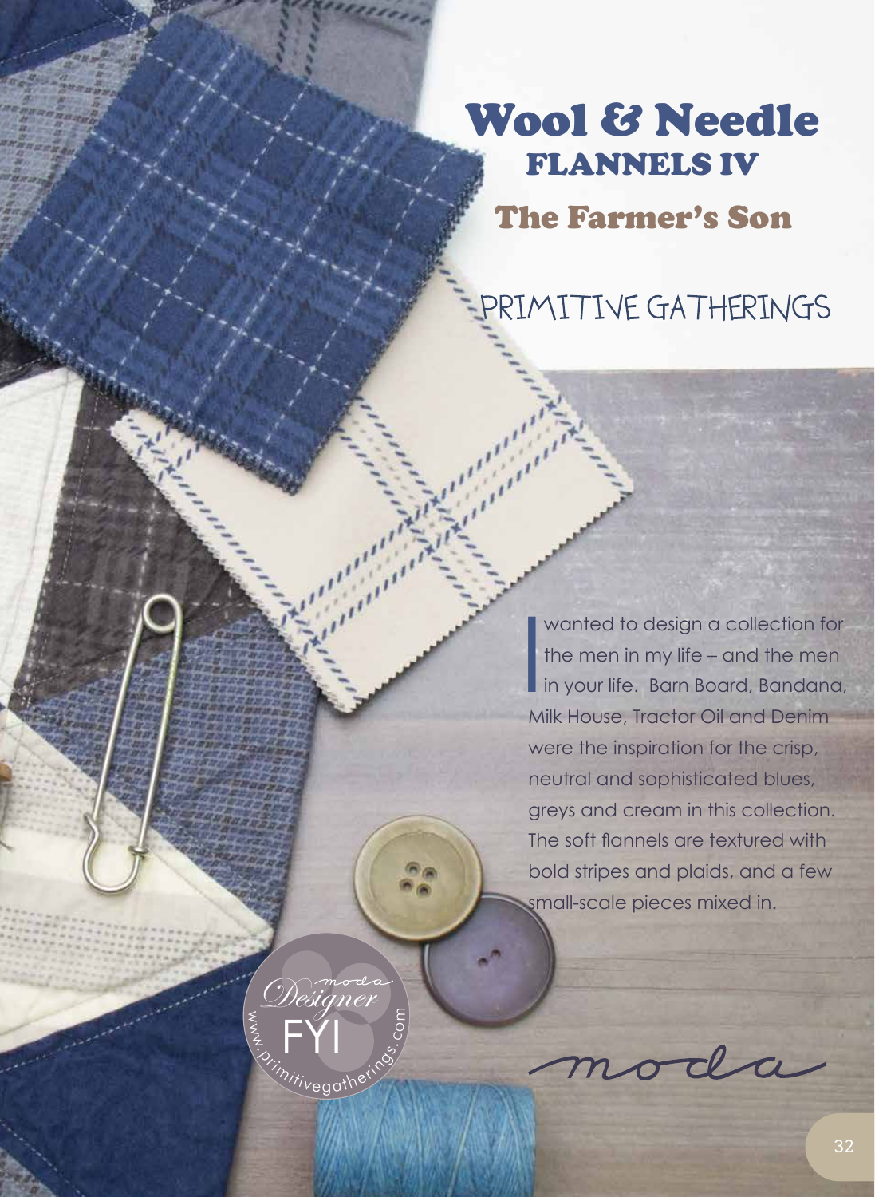# Wool & Needle

## FLANNELS IV

## The Farmer's Son

PRIMITIVE GATHERINGS

I wanted to design a collection for the men in my life – and the men in your life. Barn Board, Bandana, Milk House, Tractor Oil and Denim were the inspiration for the crisp, neutral and sophisticated blues, greys and cream in this collection. The soft flannels are textured with bold stripes and plaids, and a few small-scale pieces mixed in.

moda Designer FYI

www.primitivegatherings.com

moda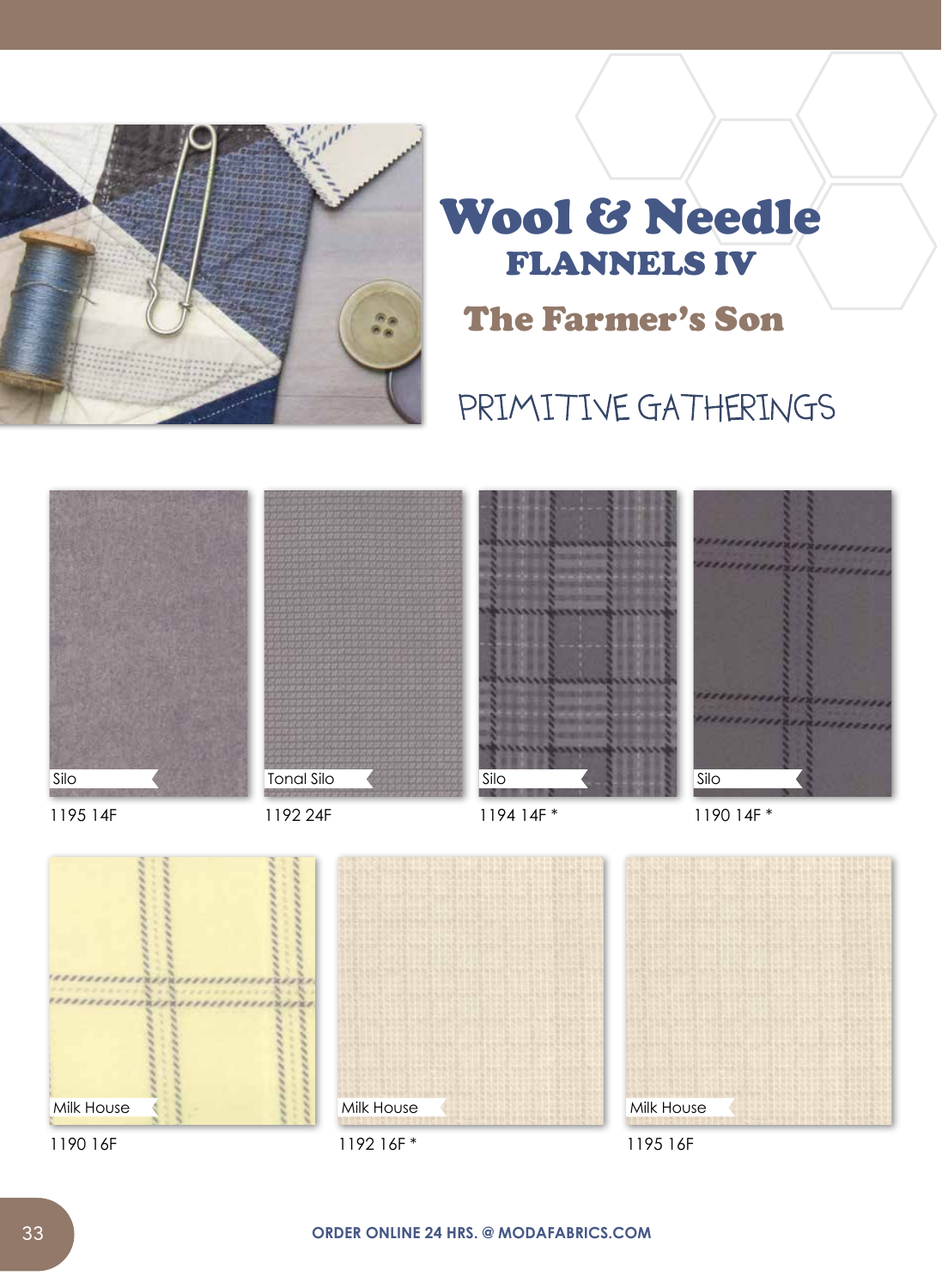# Wool & Needle

## FLANNELS IV

## The Farmer's Son

PRIMITIVE GATHERINGS

Silo
1195 14F

Tonal Silo
1192 24F

Silo
1194 14F *

Silo
1190 14F *

Milk House
1190 16F

Milk House
1192 16F *

Milk House
1195 16F

ORDER ONLINE 24 HRS. @ MODAFABRICS.COM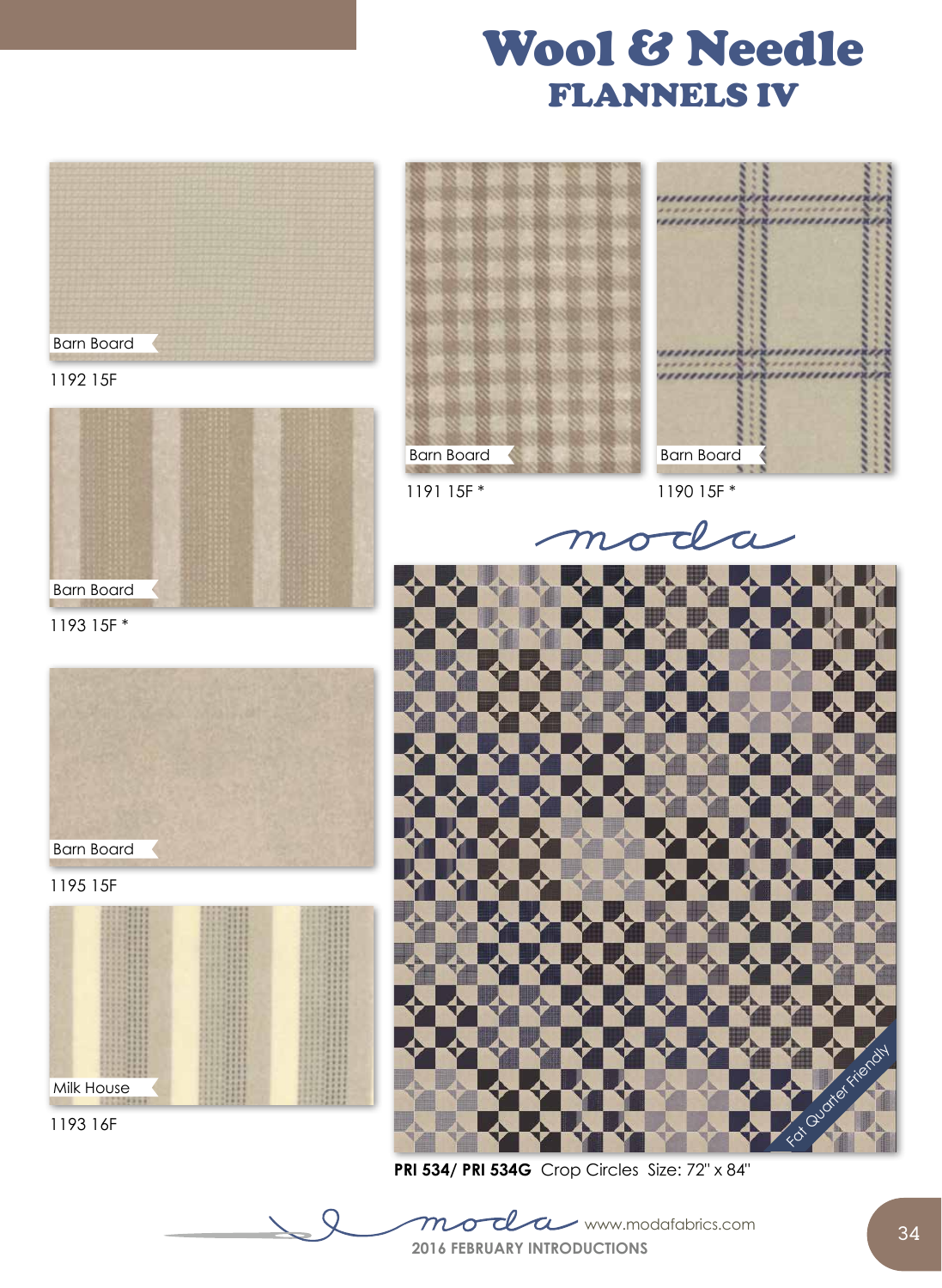# Wool & Needle
## FLANNELS IV

Barn Board

1192 15F

Barn Board

1191 15F *

Barn Board

1190 15F *

Barn Board

1193 15F *

moda

Barn Board

1195 15F

Milk House

1193 16F

Fat Quarter Friendly

**PRI 534/ PRI 534G** Crop Circles Size: 72" x 84"

moda www.modafabrics.com

2016 FEBRUARY INTRODUCTIONS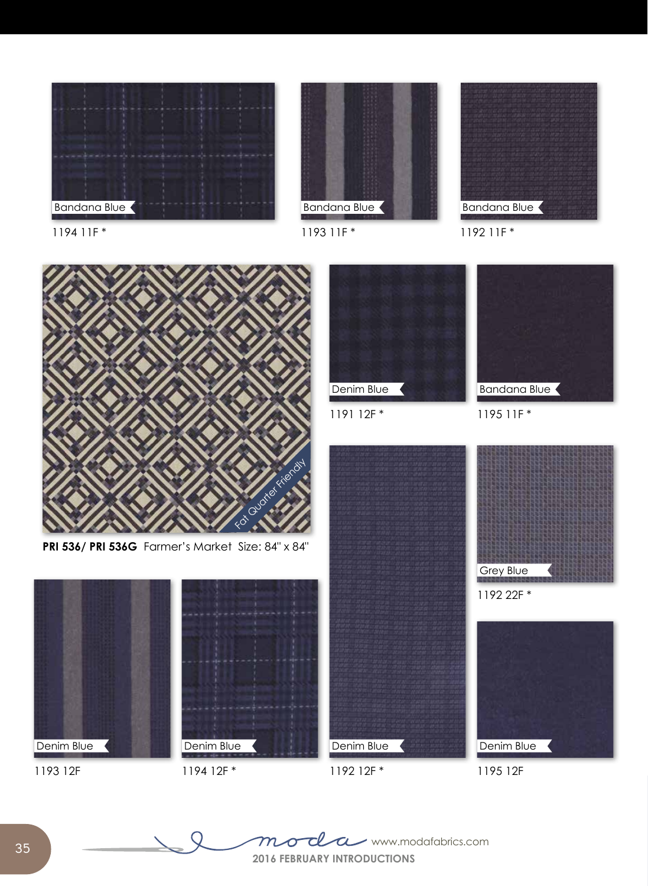Bandana Blue

1194 11F *

Bandana Blue

1193 11F *

Bandana Blue

1192 11F *

Fat Quarter Friendly

**PRI 536/ PRI 536G** Farmer's Market Size: 84" x 84"

Denim Blue

1191 12F *

Bandana Blue

1195 11F *

Grey Blue

1192 22F *

Denim Blue

1193 12F

Denim Blue

1194 12F *

Denim Blue

1192 12F *

Denim Blue

1195 12F

moda www.modafabrics.com

2016 FEBRUARY INTRODUCTIONS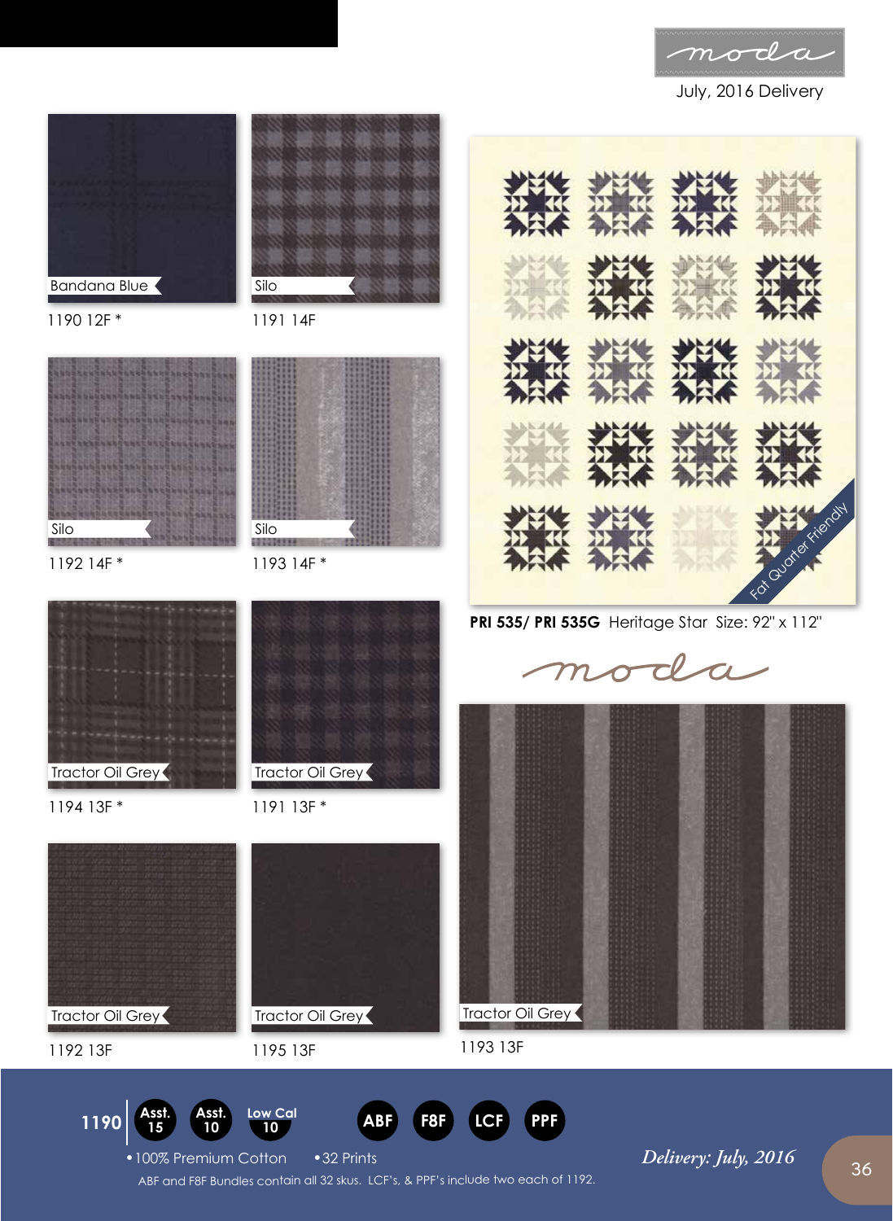moda

July, 2016 Delivery

Bandana Blue

1190 12F *

Silo

1191 14F

Silo

1192 14F *

Silo

1193 14F *

Tractor Oil Grey

1194 13F *

Tractor Oil Grey

1191 13F *

Tractor Oil Grey

1192 13F

Tractor Oil Grey

1195 13F

Fat Quarter Friendly

**PRI 535/ PRI 535G** Heritage Star Size: 92" x 112"

moda

Tractor Oil Grey

1193 13F

**1190** Asst. 15 | Asst. 10 | Low Cal 10 | ABF | F8F | LCF | PPF

- 100% Premium Cotton
- 32 Prints

ABF and F8F Bundles contain all 32 skus. LCF's, & PPF's include two each of 1192.

*Delivery: July, 2016*